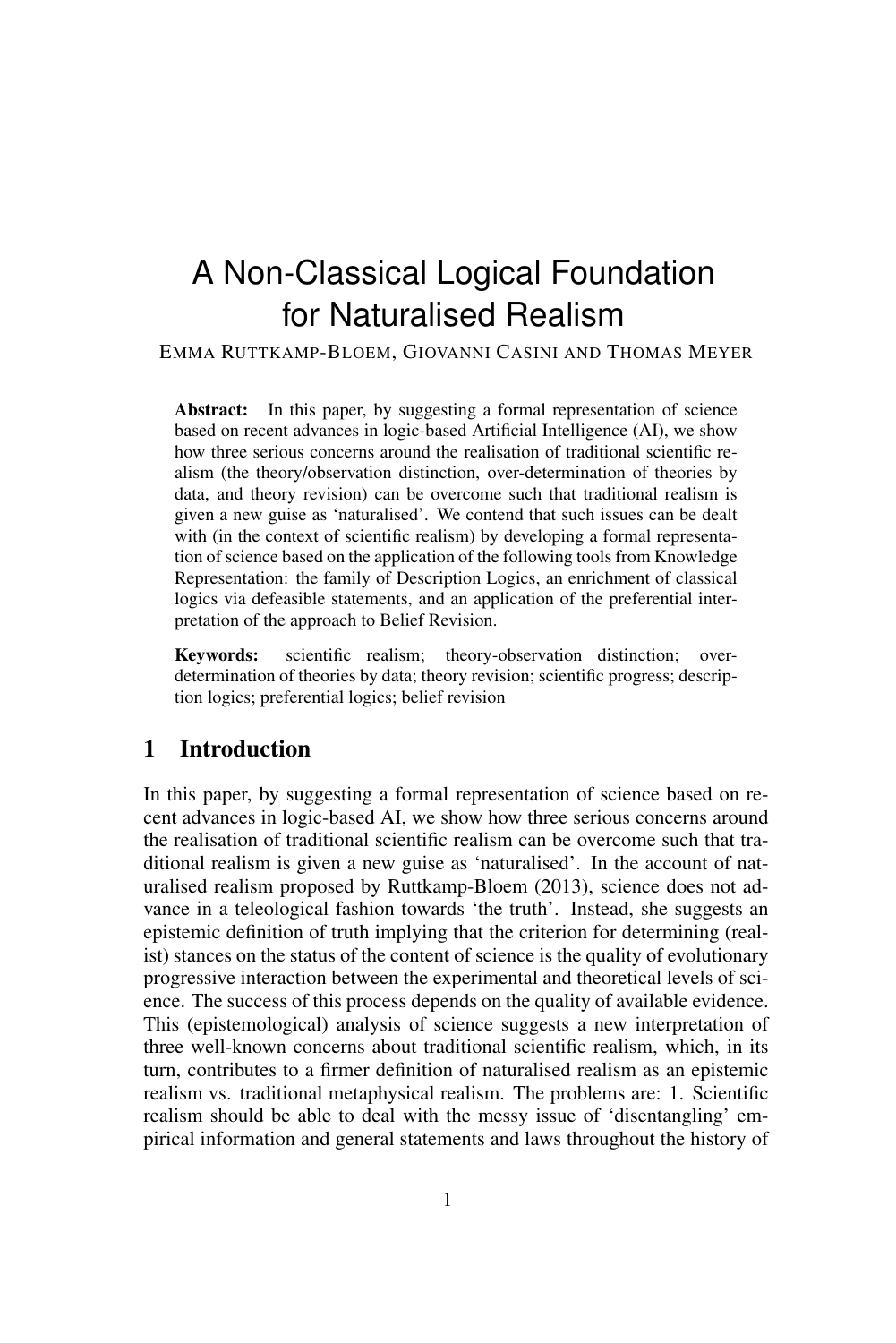# A Non-Classical Logical Foundation for Naturalised Realism

EMMA RUTTKAMP-BLOEM, GIOVANNI CASINI AND THOMAS MEYER

**Abstract:** In this paper, by suggesting a formal representation of science based on recent advances in logic-based Artificial Intelligence (AI), we show how three serious concerns around the realisation of traditional scientific realism (the theory/observation distinction, over-determination of theories by data, and theory revision) can be overcome such that traditional realism is given a new guise as 'naturalised'. We contend that such issues can be dealt with (in the context of scientific realism) by developing a formal representation of science based on the application of the following tools from Knowledge Representation: the family of Description Logics, an enrichment of classical logics via defeasible statements, and an application of the preferential interpretation of the approach to Belief Revision.

**Keywords:** scientific realism; theory-observation distinction; over-determination of theories by data; theory revision; scientific progress; description logics; preferential logics; belief revision

## 1 Introduction

In this paper, by suggesting a formal representation of science based on recent advances in logic-based AI, we show how three serious concerns around the realisation of traditional scientific realism can be overcome such that traditional realism is given a new guise as 'naturalised'. In the account of naturalised realism proposed by Ruttkamp-Bloem (2013), science does not advance in a teleological fashion towards 'the truth'. Instead, she suggests an epistemic definition of truth implying that the criterion for determining (realist) stances on the status of the content of science is the quality of evolutionary progressive interaction between the experimental and theoretical levels of science. The success of this process depends on the quality of available evidence. This (epistemological) analysis of science suggests a new interpretation of three well-known concerns about traditional scientific realism, which, in its turn, contributes to a firmer definition of naturalised realism as an epistemic realism vs. traditional metaphysical realism. The problems are: 1. Scientific realism should be able to deal with the messy issue of 'disentangling' empirical information and general statements and laws throughout the history of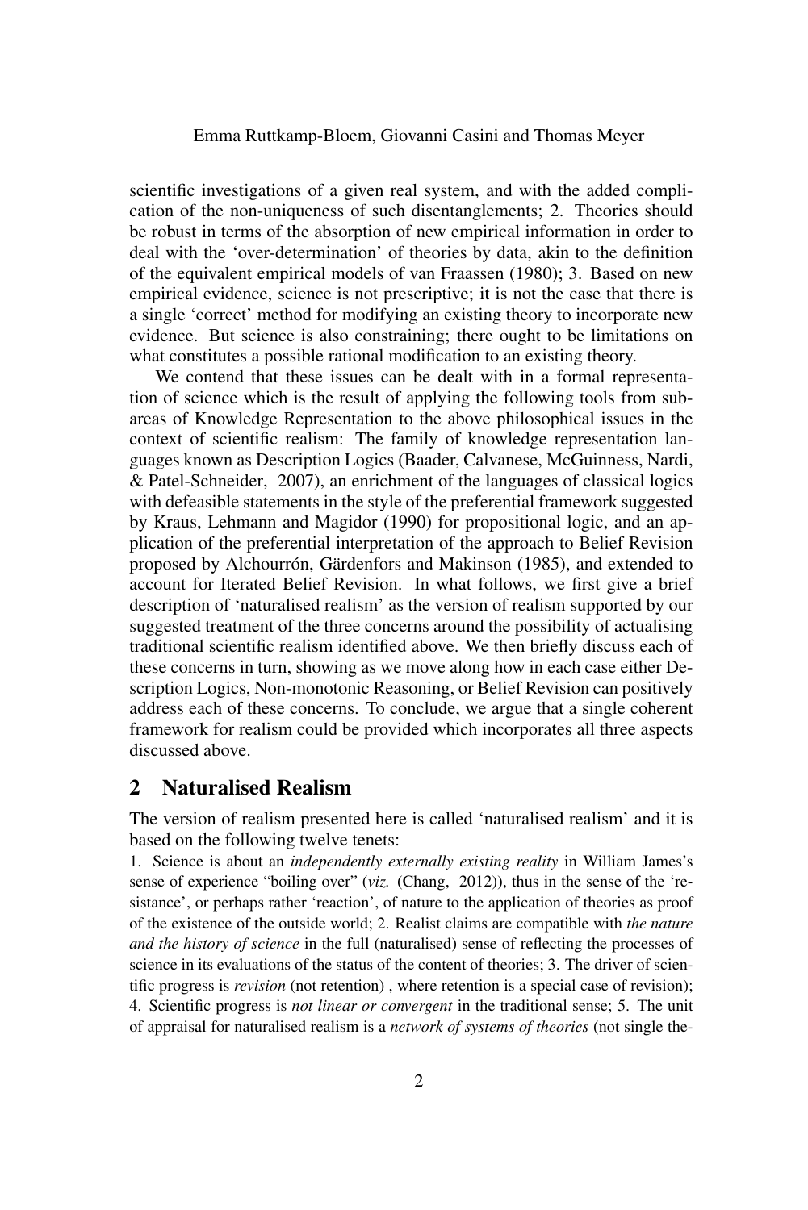scientific investigations of a given real system, and with the added complication of the non-uniqueness of such disentanglements; 2. Theories should be robust in terms of the absorption of new empirical information in order to deal with the 'over-determination' of theories by data, akin to the definition of the equivalent empirical models of van Fraassen (1980); 3. Based on new empirical evidence, science is not prescriptive; it is not the case that there is a single 'correct' method for modifying an existing theory to incorporate new evidence. But science is also constraining; there ought to be limitations on what constitutes a possible rational modification to an existing theory.

We contend that these issues can be dealt with in a formal representation of science which is the result of applying the following tools from subareas of Knowledge Representation to the above philosophical issues in the context of scientific realism: The family of knowledge representation languages known as Description Logics (Baader, Calvanese, McGuinness, Nardi, & Patel-Schneider, 2007), an enrichment of the languages of classical logics with defeasible statements in the style of the preferential framework suggested by Kraus, Lehmann and Magidor (1990) for propositional logic, and an application of the preferential interpretation of the approach to Belief Revision proposed by Alchourrón, Gärdenfors and Makinson (1985), and extended to account for Iterated Belief Revision. In what follows, we first give a brief description of 'naturalised realism' as the version of realism supported by our suggested treatment of the three concerns around the possibility of actualising traditional scientific realism identified above. We then briefly discuss each of these concerns in turn, showing as we move along how in each case either Description Logics, Non-monotonic Reasoning, or Belief Revision can positively address each of these concerns. To conclude, we argue that a single coherent framework for realism could be provided which incorporates all three aspects discussed above.

## 2 Naturalised Realism

The version of realism presented here is called 'naturalised realism' and it is based on the following twelve tenets:

1. Science is about an *independently externally existing reality* in William James's sense of experience "boiling over" (*viz.* (Chang, 2012)), thus in the sense of the 'resistance', or perhaps rather 'reaction', of nature to the application of theories as proof of the existence of the outside world; 2. Realist claims are compatible with *the nature and the history of science* in the full (naturalised) sense of reflecting the processes of science in its evaluations of the status of the content of theories; 3. The driver of scientific progress is *revision* (not retention) , where retention is a special case of revision); 4. Scientific progress is *not linear or convergent* in the traditional sense; 5. The unit of appraisal for naturalised realism is a *network of systems of theories* (not single the-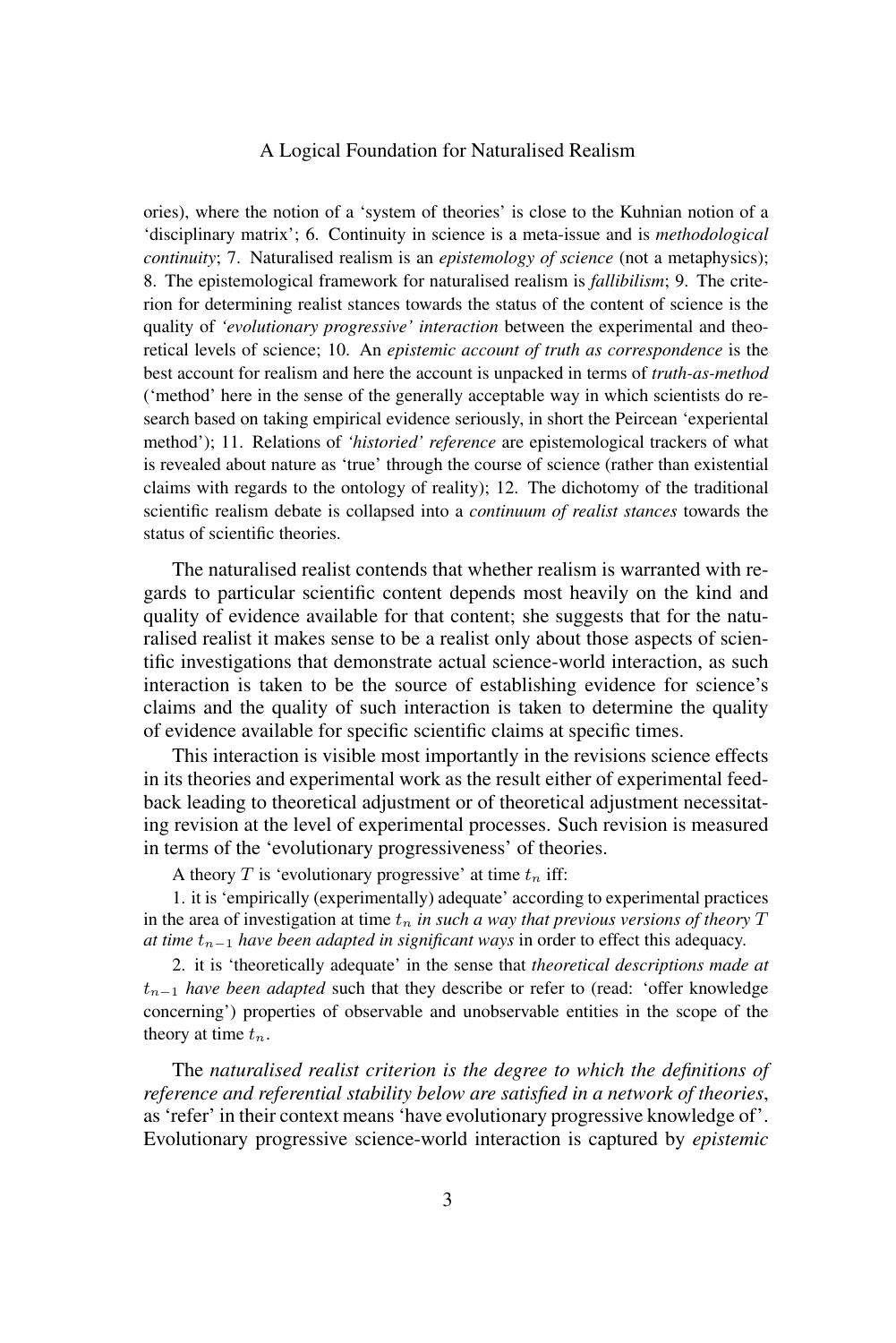ories), where the notion of a 'system of theories' is close to the Kuhnian notion of a 'disciplinary matrix'; 6. Continuity in science is a meta-issue and is *methodological continuity*; 7. Naturalised realism is an *epistemology of science* (not a metaphysics); 8. The epistemological framework for naturalised realism is *fallibilism*; 9. The criterion for determining realist stances towards the status of the content of science is the quality of *'evolutionary progressive' interaction* between the experimental and theoretical levels of science; 10. An *epistemic account of truth as correspondence* is the best account for realism and here the account is unpacked in terms of *truth-as-method* ('method' here in the sense of the generally acceptable way in which scientists do research based on taking empirical evidence seriously, in short the Peircean 'experiental method'); 11. Relations of *'historied' reference* are epistemological trackers of what is revealed about nature as 'true' through the course of science (rather than existential claims with regards to the ontology of reality); 12. The dichotomy of the traditional scientific realism debate is collapsed into a *continuum of realist stances* towards the status of scientific theories.

The naturalised realist contends that whether realism is warranted with regards to particular scientific content depends most heavily on the kind and quality of evidence available for that content; she suggests that for the naturalised realist it makes sense to be a realist only about those aspects of scientific investigations that demonstrate actual science-world interaction, as such interaction is taken to be the source of establishing evidence for science's claims and the quality of such interaction is taken to determine the quality of evidence available for specific scientific claims at specific times.

This interaction is visible most importantly in the revisions science effects in its theories and experimental work as the result either of experimental feedback leading to theoretical adjustment or of theoretical adjustment necessitating revision at the level of experimental processes. Such revision is measured in terms of the 'evolutionary progressiveness' of theories.

A theory $T$ is 'evolutionary progressive' at time $t_n$ iff:

1. it is 'empirically (experimentally) adequate' according to experimental practices in the area of investigation at time $t_n$ *in such a way that previous versions of theory $T$ at time $t_{n-1}$ have been adapted in significant ways* in order to effect this adequacy.

2. it is 'theoretically adequate' in the sense that *theoretical descriptions made at $t_{n-1}$ have been adapted* such that they describe or refer to (read: 'offer knowledge concerning') properties of observable and unobservable entities in the scope of the theory at time $t_n$.

The *naturalised realist criterion is the degree to which the definitions of reference and referential stability below are satisfied in a network of theories*, as 'refer' in their context means 'have evolutionary progressive knowledge of'. Evolutionary progressive science-world interaction is captured by *epistemic*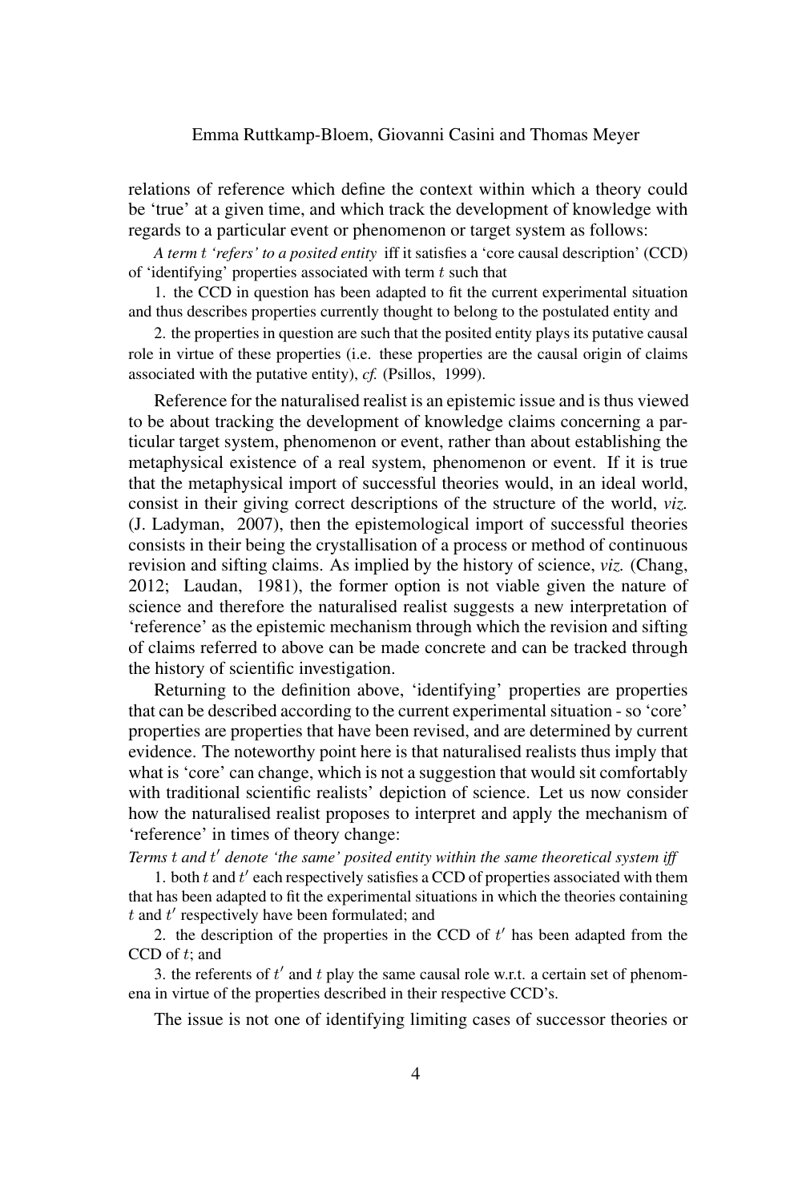relations of reference which define the context within which a theory could be 'true' at a given time, and which track the development of knowledge with regards to a particular event or phenomenon or target system as follows:

*A term $t$ 'refers' to a posited entity* iff it satisfies a 'core causal description' (CCD) of 'identifying' properties associated with term $t$ such that

1. the CCD in question has been adapted to fit the current experimental situation and thus describes properties currently thought to belong to the postulated entity and

2. the properties in question are such that the posited entity plays its putative causal role in virtue of these properties (i.e. these properties are the causal origin of claims associated with the putative entity), *cf.* (Psillos, 1999).

Reference for the naturalised realist is an epistemic issue and is thus viewed to be about tracking the development of knowledge claims concerning a particular target system, phenomenon or event, rather than about establishing the metaphysical existence of a real system, phenomenon or event. If it is true that the metaphysical import of successful theories would, in an ideal world, consist in their giving correct descriptions of the structure of the world, *viz.* (J. Ladyman, 2007), then the epistemological import of successful theories consists in their being the crystallisation of a process or method of continuous revision and sifting claims. As implied by the history of science, *viz.* (Chang, 2012; Laudan, 1981), the former option is not viable given the nature of science and therefore the naturalised realist suggests a new interpretation of 'reference' as the epistemic mechanism through which the revision and sifting of claims referred to above can be made concrete and can be tracked through the history of scientific investigation.

Returning to the definition above, 'identifying' properties are properties that can be described according to the current experimental situation - so 'core' properties are properties that have been revised, and are determined by current evidence. The noteworthy point here is that naturalised realists thus imply that what is 'core' can change, which is not a suggestion that would sit comfortably with traditional scientific realists' depiction of science. Let us now consider how the naturalised realist proposes to interpret and apply the mechanism of 'reference' in times of theory change:

*Terms $t$ and $t'$ denote 'the same' posited entity within the same theoretical system iff*

1. both $t$ and $t'$ each respectively satisfies a CCD of properties associated with them that has been adapted to fit the experimental situations in which the theories containing $t$ and $t'$ respectively have been formulated; and

2. the description of the properties in the CCD of $t'$ has been adapted from the CCD of $t$; and

3. the referents of $t'$ and $t$ play the same causal role w.r.t. a certain set of phenomena in virtue of the properties described in their respective CCD's.

The issue is not one of identifying limiting cases of successor theories or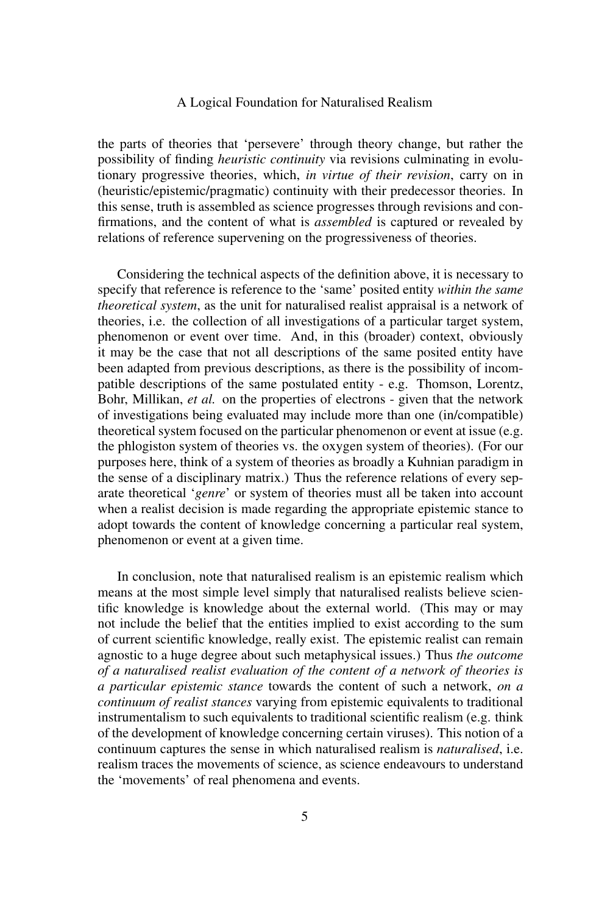the parts of theories that 'persevere' through theory change, but rather the possibility of finding *heuristic continuity* via revisions culminating in evolutionary progressive theories, which, *in virtue of their revision*, carry on in (heuristic/epistemic/pragmatic) continuity with their predecessor theories. In this sense, truth is assembled as science progresses through revisions and confirmations, and the content of what is *assembled* is captured or revealed by relations of reference supervening on the progressiveness of theories.

Considering the technical aspects of the definition above, it is necessary to specify that reference is reference to the 'same' posited entity *within the same theoretical system*, as the unit for naturalised realist appraisal is a network of theories, i.e. the collection of all investigations of a particular target system, phenomenon or event over time. And, in this (broader) context, obviously it may be the case that not all descriptions of the same posited entity have been adapted from previous descriptions, as there is the possibility of incompatible descriptions of the same postulated entity - e.g. Thomson, Lorentz, Bohr, Millikan, *et al.* on the properties of electrons - given that the network of investigations being evaluated may include more than one (in/compatible) theoretical system focused on the particular phenomenon or event at issue (e.g. the phlogiston system of theories vs. the oxygen system of theories). (For our purposes here, think of a system of theories as broadly a Kuhnian paradigm in the sense of a disciplinary matrix.) Thus the reference relations of every separate theoretical '*genre*' or system of theories must all be taken into account when a realist decision is made regarding the appropriate epistemic stance to adopt towards the content of knowledge concerning a particular real system, phenomenon or event at a given time.

In conclusion, note that naturalised realism is an epistemic realism which means at the most simple level simply that naturalised realists believe scientific knowledge is knowledge about the external world. (This may or may not include the belief that the entities implied to exist according to the sum of current scientific knowledge, really exist. The epistemic realist can remain agnostic to a huge degree about such metaphysical issues.) Thus *the outcome of a naturalised realist evaluation of the content of a network of theories is a particular epistemic stance* towards the content of such a network, *on a continuum of realist stances* varying from epistemic equivalents to traditional instrumentalism to such equivalents to traditional scientific realism (e.g. think of the development of knowledge concerning certain viruses). This notion of a continuum captures the sense in which naturalised realism is *naturalised*, i.e. realism traces the movements of science, as science endeavours to understand the 'movements' of real phenomena and events.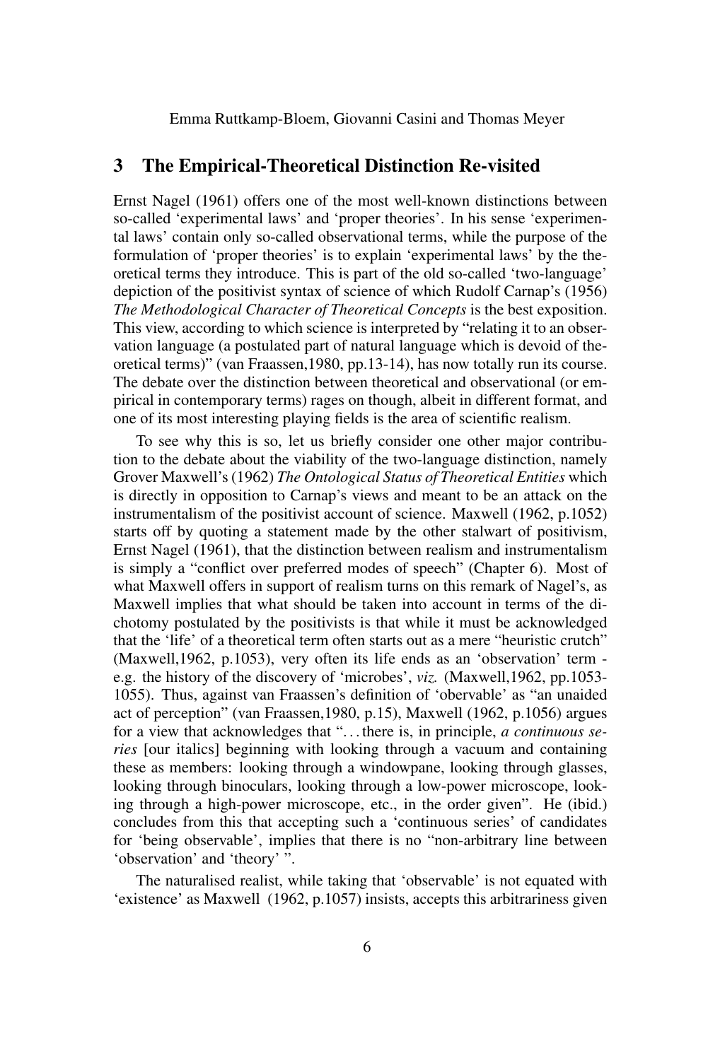## 3 The Empirical-Theoretical Distinction Re-visited

Ernst Nagel (1961) offers one of the most well-known distinctions between so-called 'experimental laws' and 'proper theories'. In his sense 'experimental laws' contain only so-called observational terms, while the purpose of the formulation of 'proper theories' is to explain 'experimental laws' by the theoretical terms they introduce. This is part of the old so-called 'two-language' depiction of the positivist syntax of science of which Rudolf Carnap's (1956) *The Methodological Character of Theoretical Concepts* is the best exposition. This view, according to which science is interpreted by "relating it to an observation language (a postulated part of natural language which is devoid of theoretical terms)" (van Fraassen,1980, pp.13-14), has now totally run its course. The debate over the distinction between theoretical and observational (or empirical in contemporary terms) rages on though, albeit in different format, and one of its most interesting playing fields is the area of scientific realism.

To see why this is so, let us briefly consider one other major contribution to the debate about the viability of the two-language distinction, namely Grover Maxwell's (1962) *The Ontological Status of Theoretical Entities* which is directly in opposition to Carnap's views and meant to be an attack on the instrumentalism of the positivist account of science. Maxwell (1962, p.1052) starts off by quoting a statement made by the other stalwart of positivism, Ernst Nagel (1961), that the distinction between realism and instrumentalism is simply a "conflict over preferred modes of speech" (Chapter 6). Most of what Maxwell offers in support of realism turns on this remark of Nagel's, as Maxwell implies that what should be taken into account in terms of the dichotomy postulated by the positivists is that while it must be acknowledged that the 'life' of a theoretical term often starts out as a mere "heuristic crutch" (Maxwell,1962, p.1053), very often its life ends as an 'observation' term - e.g. the history of the discovery of 'microbes', *viz.* (Maxwell,1962, pp.1053-1055). Thus, against van Fraassen's definition of 'obervable' as "an unaided act of perception" (van Fraassen,1980, p.15), Maxwell (1962, p.1056) argues for a view that acknowledges that "... there is, in principle, *a continuous series* [our italics] beginning with looking through a vacuum and containing these as members: looking through a windowpane, looking through glasses, looking through binoculars, looking through a low-power microscope, looking through a high-power microscope, etc., in the order given". He (ibid.) concludes from this that accepting such a 'continuous series' of candidates for 'being observable', implies that there is no "non-arbitrary line between 'observation' and 'theory' ".

The naturalised realist, while taking that 'observable' is not equated with 'existence' as Maxwell (1962, p.1057) insists, accepts this arbitrariness given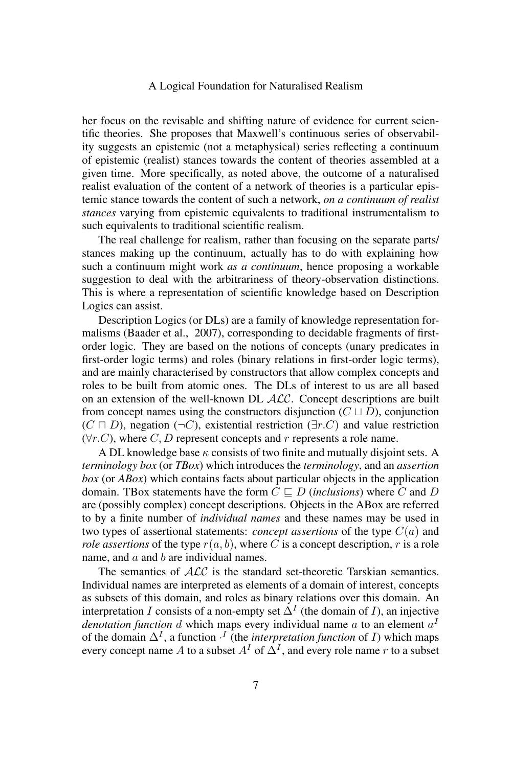her focus on the revisable and shifting nature of evidence for current scientific theories. She proposes that Maxwell's continuous series of observability suggests an epistemic (not a metaphysical) series reflecting a continuum of epistemic (realist) stances towards the content of theories assembled at a given time. More specifically, as noted above, the outcome of a naturalised realist evaluation of the content of a network of theories is a particular epistemic stance towards the content of such a network, *on a continuum of realist stances* varying from epistemic equivalents to traditional instrumentalism to such equivalents to traditional scientific realism.

The real challenge for realism, rather than focusing on the separate parts/ stances making up the continuum, actually has to do with explaining how such a continuum might work *as a continuum*, hence proposing a workable suggestion to deal with the arbitrariness of theory-observation distinctions. This is where a representation of scientific knowledge based on Description Logics can assist.

Description Logics (or DLs) are a family of knowledge representation formalisms (Baader et al., 2007), corresponding to decidable fragments of first-order logic. They are based on the notions of concepts (unary predicates in first-order logic terms) and roles (binary relations in first-order logic terms), and are mainly characterised by constructors that allow complex concepts and roles to be built from atomic ones. The DLs of interest to us are all based on an extension of the well-known DL $\mathcal{ALC}$. Concept descriptions are built from concept names using the constructors disjunction ($C \sqcup D$), conjunction ($C \sqcap D$), negation ($\neg C$), existential restriction ($\exists r.C$) and value restriction ($\forall r.C$), where $C, D$ represent concepts and $r$ represents a role name.

A DL knowledge base $\kappa$ consists of two finite and mutually disjoint sets. A *terminology box* (or *TBox*) which introduces the *terminology*, and an *assertion box* (or *ABox*) which contains facts about particular objects in the application domain. TBox statements have the form $C \sqsubseteq D$ (*inclusions*) where $C$ and $D$ are (possibly complex) concept descriptions. Objects in the ABox are referred to by a finite number of *individual names* and these names may be used in two types of assertional statements: *concept assertions* of the type $C(a)$ and *role assertions* of the type $r(a, b)$, where $C$ is a concept description, $r$ is a role name, and $a$ and $b$ are individual names.

The semantics of $\mathcal{ALC}$ is the standard set-theoretic Tarskian semantics. Individual names are interpreted as elements of a domain of interest, concepts as subsets of this domain, and roles as binary relations over this domain. An interpretation $I$ consists of a non-empty set $\Delta^I$ (the domain of $I$), an injective *denotation function* $d$ which maps every individual name $a$ to an element $a^I$ of the domain $\Delta^I$, a function $\cdot^I$ (the *interpretation function* of $I$) which maps every concept name $A$ to a subset $A^I$ of $\Delta^I$, and every role name $r$ to a subset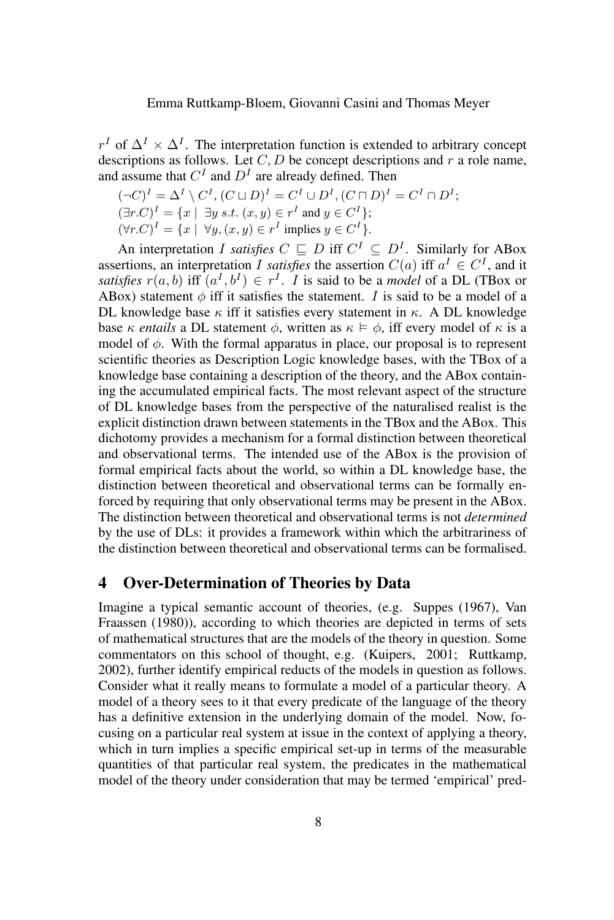$r^I$ of $\Delta^I \times \Delta^I$. The interpretation function is extended to arbitrary concept descriptions as follows. Let $C, D$ be concept descriptions and $r$ a role name, and assume that $C^I$ and $D^I$ are already defined. Then

$(\neg C)^I = \Delta^I \setminus C^I$, $(C \sqcup D)^I = C^I \cup D^I$, $(C \sqcap D)^I = C^I \cap D^I$;
$(\exists r.C)^I = \{x \mid \exists y \; s.t. \; (x, y) \in r^I \text{ and } y \in C^I\}$;
$(\forall r.C)^I = \{x \mid \forall y, (x, y) \in r^I \text{ implies } y \in C^I\}$.

An interpretation $I$ *satisfies* $C \sqsubseteq D$ iff $C^I \subseteq D^I$. Similarly for ABox assertions, an interpretation $I$ *satisfies* the assertion $C(a)$ iff $a^I \in C^I$, and it *satisfies* $r(a, b)$ iff $(a^I, b^I) \in r^I$. $I$ is said to be a *model* of a DL (TBox or ABox) statement $\phi$ iff it satisfies the statement. $I$ is said to be a model of a DL knowledge base $\kappa$ iff it satisfies every statement in $\kappa$. A DL knowledge base $\kappa$ *entails* a DL statement $\phi$, written as $\kappa \vDash \phi$, iff every model of $\kappa$ is a model of $\phi$. With the formal apparatus in place, our proposal is to represent scientific theories as Description Logic knowledge bases, with the TBox of a knowledge base containing a description of the theory, and the ABox containing the accumulated empirical facts. The most relevant aspect of the structure of DL knowledge bases from the perspective of the naturalised realist is the explicit distinction drawn between statements in the TBox and the ABox. This dichotomy provides a mechanism for a formal distinction between theoretical and observational terms. The intended use of the ABox is the provision of formal empirical facts about the world, so within a DL knowledge base, the distinction between theoretical and observational terms can be formally enforced by requiring that only observational terms may be present in the ABox. The distinction between theoretical and observational terms is not *determined* by the use of DLs: it provides a framework within which the arbitrariness of the distinction between theoretical and observational terms can be formalised.

## 4 Over-Determination of Theories by Data

Imagine a typical semantic account of theories, (e.g. Suppes (1967), Van Fraassen (1980)), according to which theories are depicted in terms of sets of mathematical structures that are the models of the theory in question. Some commentators on this school of thought, e.g. (Kuipers, 2001; Ruttkamp, 2002), further identify empirical reducts of the models in question as follows. Consider what it really means to formulate a model of a particular theory. A model of a theory sees to it that every predicate of the language of the theory has a definitive extension in the underlying domain of the model. Now, focusing on a particular real system at issue in the context of applying a theory, which in turn implies a specific empirical set-up in terms of the measurable quantities of that particular real system, the predicates in the mathematical model of the theory under consideration that may be termed 'empirical' pred-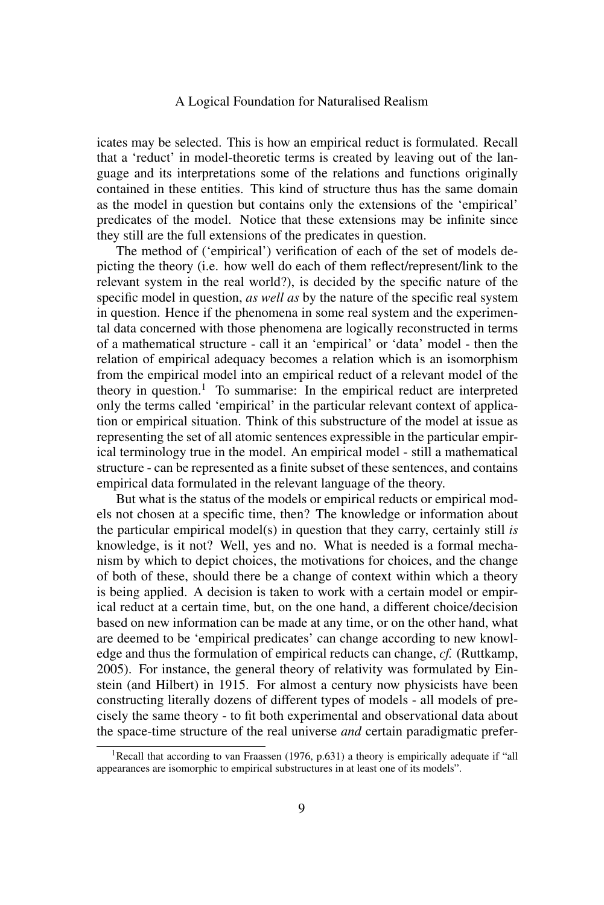icates may be selected. This is how an empirical reduct is formulated. Recall that a 'reduct' in model-theoretic terms is created by leaving out of the language and its interpretations some of the relations and functions originally contained in these entities. This kind of structure thus has the same domain as the model in question but contains only the extensions of the 'empirical' predicates of the model. Notice that these extensions may be infinite since they still are the full extensions of the predicates in question.

The method of ('empirical') verification of each of the set of models depicting the theory (i.e. how well do each of them reflect/represent/link to the relevant system in the real world?), is decided by the specific nature of the specific model in question, *as well as* by the nature of the specific real system in question. Hence if the phenomena in some real system and the experimental data concerned with those phenomena are logically reconstructed in terms of a mathematical structure - call it an 'empirical' or 'data' model - then the relation of empirical adequacy becomes a relation which is an isomorphism from the empirical model into an empirical reduct of a relevant model of the theory in question.[1] To summarise: In the empirical reduct are interpreted only the terms called 'empirical' in the particular relevant context of application or empirical situation. Think of this substructure of the model at issue as representing the set of all atomic sentences expressible in the particular empirical terminology true in the model. An empirical model - still a mathematical structure - can be represented as a finite subset of these sentences, and contains empirical data formulated in the relevant language of the theory.

But what is the status of the models or empirical reducts or empirical models not chosen at a specific time, then? The knowledge or information about the particular empirical model(s) in question that they carry, certainly still *is* knowledge, is it not? Well, yes and no. What is needed is a formal mechanism by which to depict choices, the motivations for choices, and the change of both of these, should there be a change of context within which a theory is being applied. A decision is taken to work with a certain model or empirical reduct at a certain time, but, on the one hand, a different choice/decision based on new information can be made at any time, or on the other hand, what are deemed to be 'empirical predicates' can change according to new knowledge and thus the formulation of empirical reducts can change, *cf.* (Ruttkamp, 2005). For instance, the general theory of relativity was formulated by Einstein (and Hilbert) in 1915. For almost a century now physicists have been constructing literally dozens of different types of models - all models of precisely the same theory - to fit both experimental and observational data about the space-time structure of the real universe *and* certain paradigmatic prefer-

[1] Recall that according to van Fraassen (1976, p.631) a theory is empirically adequate if "all appearances are isomorphic to empirical substructures in at least one of its models".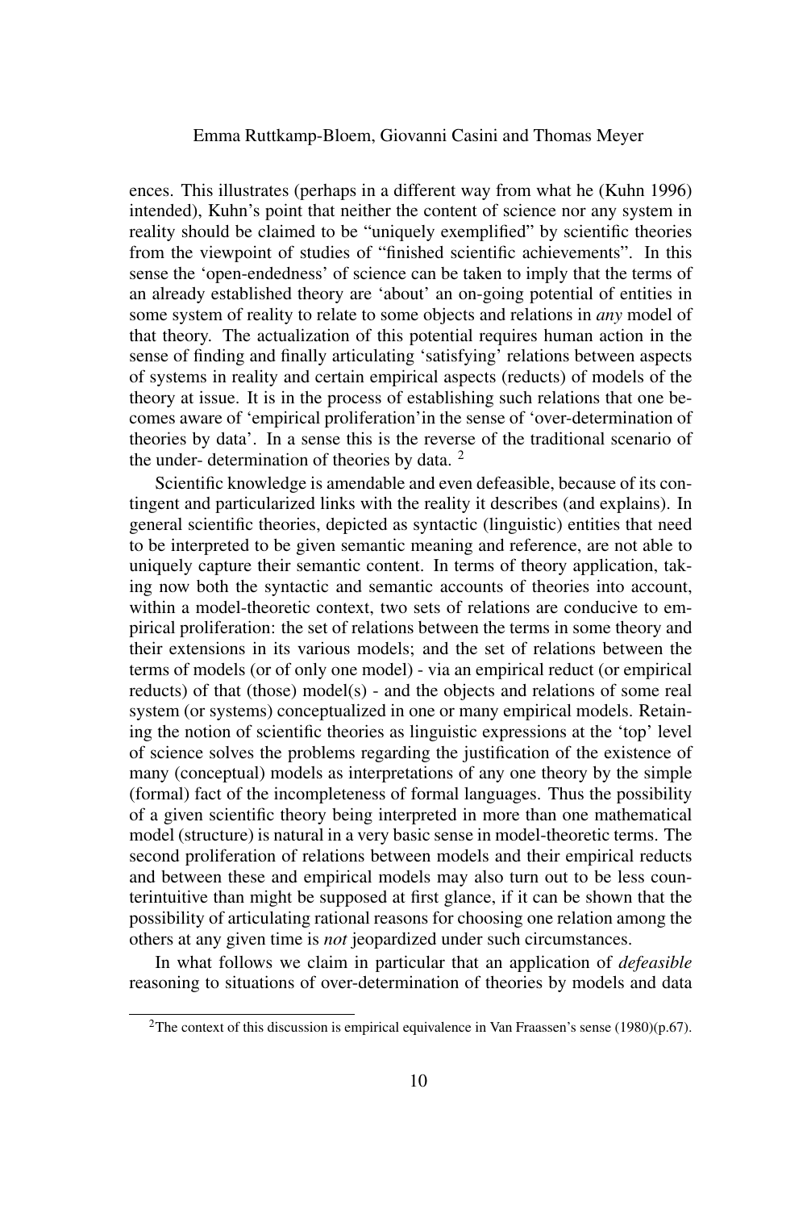ences. This illustrates (perhaps in a different way from what he (Kuhn 1996) intended), Kuhn's point that neither the content of science nor any system in reality should be claimed to be "uniquely exemplified" by scientific theories from the viewpoint of studies of "finished scientific achievements". In this sense the 'open-endedness' of science can be taken to imply that the terms of an already established theory are 'about' an on-going potential of entities in some system of reality to relate to some objects and relations in *any* model of that theory. The actualization of this potential requires human action in the sense of finding and finally articulating 'satisfying' relations between aspects of systems in reality and certain empirical aspects (reducts) of models of the theory at issue. It is in the process of establishing such relations that one becomes aware of 'empirical proliferation'in the sense of 'over-determination of theories by data'. In a sense this is the reverse of the traditional scenario of the under- determination of theories by data. [2]

Scientific knowledge is amendable and even defeasible, because of its contingent and particularized links with the reality it describes (and explains). In general scientific theories, depicted as syntactic (linguistic) entities that need to be interpreted to be given semantic meaning and reference, are not able to uniquely capture their semantic content. In terms of theory application, taking now both the syntactic and semantic accounts of theories into account, within a model-theoretic context, two sets of relations are conducive to empirical proliferation: the set of relations between the terms in some theory and their extensions in its various models; and the set of relations between the terms of models (or of only one model) - via an empirical reduct (or empirical reducts) of that (those) model(s) - and the objects and relations of some real system (or systems) conceptualized in one or many empirical models. Retaining the notion of scientific theories as linguistic expressions at the 'top' level of science solves the problems regarding the justification of the existence of many (conceptual) models as interpretations of any one theory by the simple (formal) fact of the incompleteness of formal languages. Thus the possibility of a given scientific theory being interpreted in more than one mathematical model (structure) is natural in a very basic sense in model-theoretic terms. The second proliferation of relations between models and their empirical reducts and between these and empirical models may also turn out to be less counterintuitive than might be supposed at first glance, if it can be shown that the possibility of articulating rational reasons for choosing one relation among the others at any given time is *not* jeopardized under such circumstances.

In what follows we claim in particular that an application of *defeasible* reasoning to situations of over-determination of theories by models and data

[2] The context of this discussion is empirical equivalence in Van Fraassen's sense (1980)(p.67).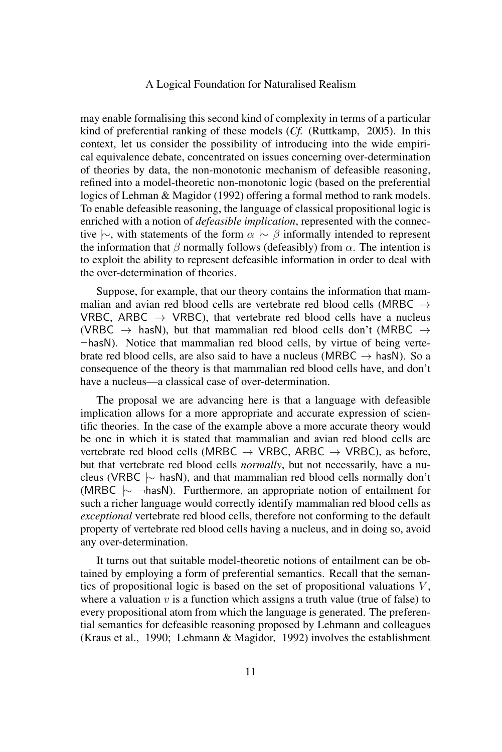may enable formalising this second kind of complexity in terms of a particular kind of preferential ranking of these models (*Cf.* (Ruttkamp, 2005). In this context, let us consider the possibility of introducing into the wide empirical equivalence debate, concentrated on issues concerning over-determination of theories by data, the non-monotonic mechanism of defeasible reasoning, refined into a model-theoretic non-monotonic logic (based on the preferential logics of Lehman & Magidor (1992) offering a formal method to rank models. To enable defeasible reasoning, the language of classical propositional logic is enriched with a notion of *defeasible implication*, represented with the connective $\mid\sim$, with statements of the form $\alpha \mid\sim \beta$ informally intended to represent the information that $\beta$ normally follows (defeasibly) from $\alpha$. The intention is to exploit the ability to represent defeasible information in order to deal with the over-determination of theories.

Suppose, for example, that our theory contains the information that mammalian and avian red blood cells are vertebrate red blood cells ($\mathsf{MRBC} \to \mathsf{VRBC}$, $\mathsf{ARBC} \to \mathsf{VRBC}$), that vertebrate red blood cells have a nucleus ($\mathsf{VRBC} \to \mathsf{hasN}$), but that mammalian red blood cells don't ($\mathsf{MRBC} \to \neg\mathsf{hasN}$). Notice that mammalian red blood cells, by virtue of being vertebrate red blood cells, are also said to have a nucleus ($\mathsf{MRBC} \to \mathsf{hasN}$). So a consequence of the theory is that mammalian red blood cells have, and don't have a nucleus—a classical case of over-determination.

The proposal we are advancing here is that a language with defeasible implication allows for a more appropriate and accurate expression of scientific theories. In the case of the example above a more accurate theory would be one in which it is stated that mammalian and avian red blood cells are vertebrate red blood cells ($\mathsf{MRBC} \to \mathsf{VRBC}$, $\mathsf{ARBC} \to \mathsf{VRBC}$), as before, but that vertebrate red blood cells *normally*, but not necessarily, have a nucleus ($\mathsf{VRBC} \mid\sim \mathsf{hasN}$), and that mammalian red blood cells normally don't ($\mathsf{MRBC} \mid\sim \neg\mathsf{hasN}$). Furthermore, an appropriate notion of entailment for such a richer language would correctly identify mammalian red blood cells as *exceptional* vertebrate red blood cells, therefore not conforming to the default property of vertebrate red blood cells having a nucleus, and in doing so, avoid any over-determination.

It turns out that suitable model-theoretic notions of entailment can be obtained by employing a form of preferential semantics. Recall that the semantics of propositional logic is based on the set of propositional valuations $V$, where a valuation $v$ is a function which assigns a truth value (true of false) to every propositional atom from which the language is generated. The preferential semantics for defeasible reasoning proposed by Lehmann and colleagues (Kraus et al., 1990; Lehmann & Magidor, 1992) involves the establishment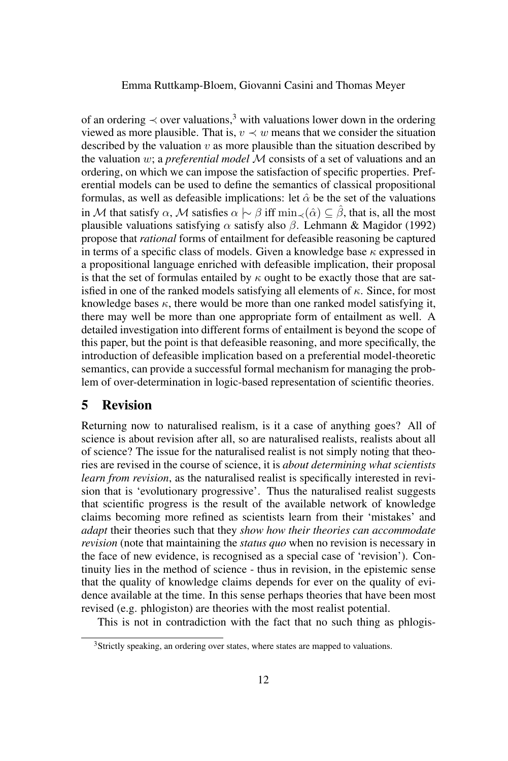of an ordering $\prec$ over valuations,[3] with valuations lower down in the ordering viewed as more plausible. That is, $v \prec w$ means that we consider the situation described by the valuation $v$ as more plausible than the situation described by the valuation $w$; a *preferential model* $\mathcal{M}$ consists of a set of valuations and an ordering, on which we can impose the satisfaction of specific properties. Preferential models can be used to define the semantics of classical propositional formulas, as well as defeasible implications: let $\hat{\alpha}$ be the set of the valuations in $\mathcal{M}$ that satisfy $\alpha$, $\mathcal{M}$ satisfies $\alpha \mid\!\sim \beta$ iff $\min_{\prec}(\hat{\alpha}) \subseteq \hat{\beta}$, that is, all the most plausible valuations satisfying $\alpha$ satisfy also $\beta$. Lehmann & Magidor (1992) propose that *rational* forms of entailment for defeasible reasoning be captured in terms of a specific class of models. Given a knowledge base $\kappa$ expressed in a propositional language enriched with defeasible implication, their proposal is that the set of formulas entailed by $\kappa$ ought to be exactly those that are satisfied in one of the ranked models satisfying all elements of $\kappa$. Since, for most knowledge bases $\kappa$, there would be more than one ranked model satisfying it, there may well be more than one appropriate form of entailment as well. A detailed investigation into different forms of entailment is beyond the scope of this paper, but the point is that defeasible reasoning, and more specifically, the introduction of defeasible implication based on a preferential model-theoretic semantics, can provide a successful formal mechanism for managing the problem of over-determination in logic-based representation of scientific theories.

## 5 Revision

Returning now to naturalised realism, is it a case of anything goes? All of science is about revision after all, so are naturalised realists, realists about all of science? The issue for the naturalised realist is not simply noting that theories are revised in the course of science, it is *about determining what scientists learn from revision*, as the naturalised realist is specifically interested in revision that is 'evolutionary progressive'. Thus the naturalised realist suggests that scientific progress is the result of the available network of knowledge claims becoming more refined as scientists learn from their 'mistakes' and *adapt* their theories such that they *show how their theories can accommodate revision* (note that maintaining the *status quo* when no revision is necessary in the face of new evidence, is recognised as a special case of 'revision'). Continuity lies in the method of science - thus in revision, in the epistemic sense that the quality of knowledge claims depends for ever on the quality of evidence available at the time. In this sense perhaps theories that have been most revised (e.g. phlogiston) are theories with the most realist potential.

This is not in contradiction with the fact that no such thing as phlogis-

[3] Strictly speaking, an ordering over states, where states are mapped to valuations.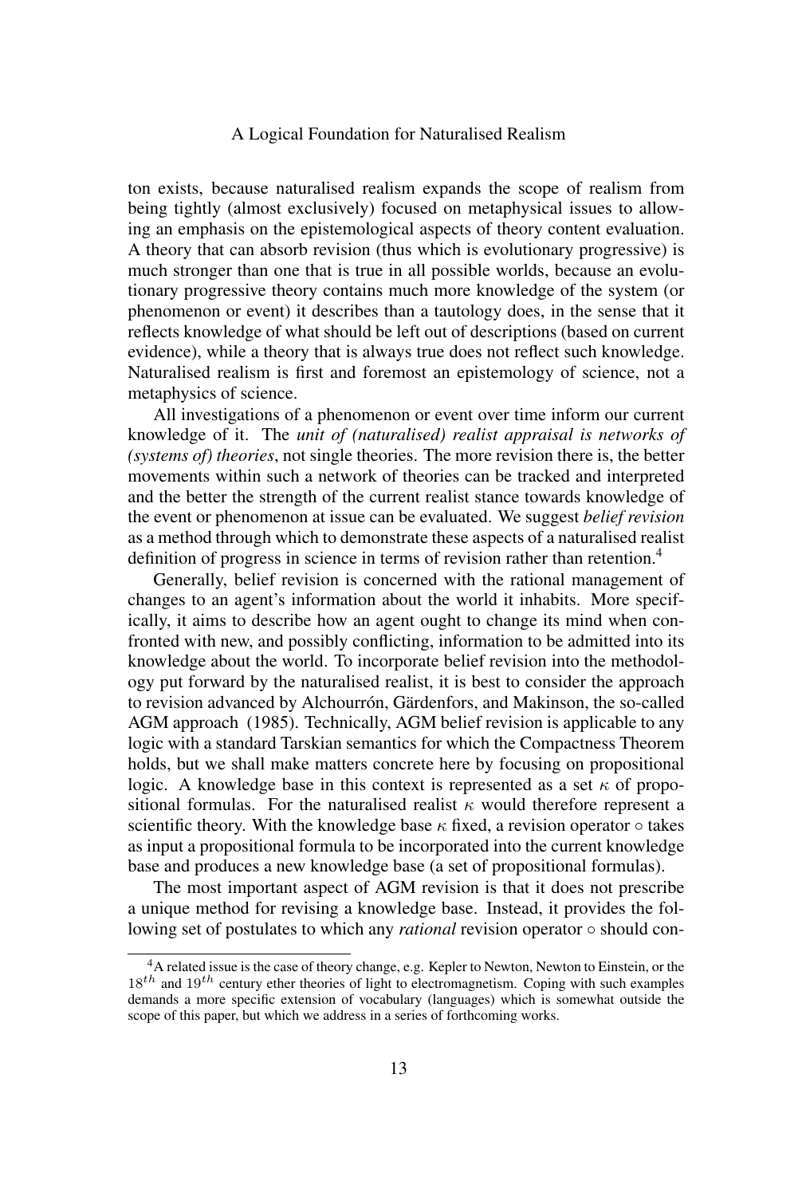ton exists, because naturalised realism expands the scope of realism from being tightly (almost exclusively) focused on metaphysical issues to allowing an emphasis on the epistemological aspects of theory content evaluation. A theory that can absorb revision (thus which is evolutionary progressive) is much stronger than one that is true in all possible worlds, because an evolutionary progressive theory contains much more knowledge of the system (or phenomenon or event) it describes than a tautology does, in the sense that it reflects knowledge of what should be left out of descriptions (based on current evidence), while a theory that is always true does not reflect such knowledge. Naturalised realism is first and foremost an epistemology of science, not a metaphysics of science.

All investigations of a phenomenon or event over time inform our current knowledge of it. The *unit of (naturalised) realist appraisal is networks of (systems of) theories*, not single theories. The more revision there is, the better movements within such a network of theories can be tracked and interpreted and the better the strength of the current realist stance towards knowledge of the event or phenomenon at issue can be evaluated. We suggest *belief revision* as a method through which to demonstrate these aspects of a naturalised realist definition of progress in science in terms of revision rather than retention.[4]

Generally, belief revision is concerned with the rational management of changes to an agent's information about the world it inhabits. More specifically, it aims to describe how an agent ought to change its mind when confronted with new, and possibly conflicting, information to be admitted into its knowledge about the world. To incorporate belief revision into the methodology put forward by the naturalised realist, it is best to consider the approach to revision advanced by Alchourrón, Gärdenfors, and Makinson, the so-called AGM approach (1985). Technically, AGM belief revision is applicable to any logic with a standard Tarskian semantics for which the Compactness Theorem holds, but we shall make matters concrete here by focusing on propositional logic. A knowledge base in this context is represented as a set $\kappa$ of propositional formulas. For the naturalised realist $\kappa$ would therefore represent a scientific theory. With the knowledge base $\kappa$ fixed, a revision operator $\circ$ takes as input a propositional formula to be incorporated into the current knowledge base and produces a new knowledge base (a set of propositional formulas).

The most important aspect of AGM revision is that it does not prescribe a unique method for revising a knowledge base. Instead, it provides the following set of postulates to which any *rational* revision operator $\circ$ should con-

[4] A related issue is the case of theory change, e.g. Kepler to Newton, Newton to Einstein, or the $18^{th}$ and $19^{th}$ century ether theories of light to electromagnetism. Coping with such examples demands a more specific extension of vocabulary (languages) which is somewhat outside the scope of this paper, but which we address in a series of forthcoming works.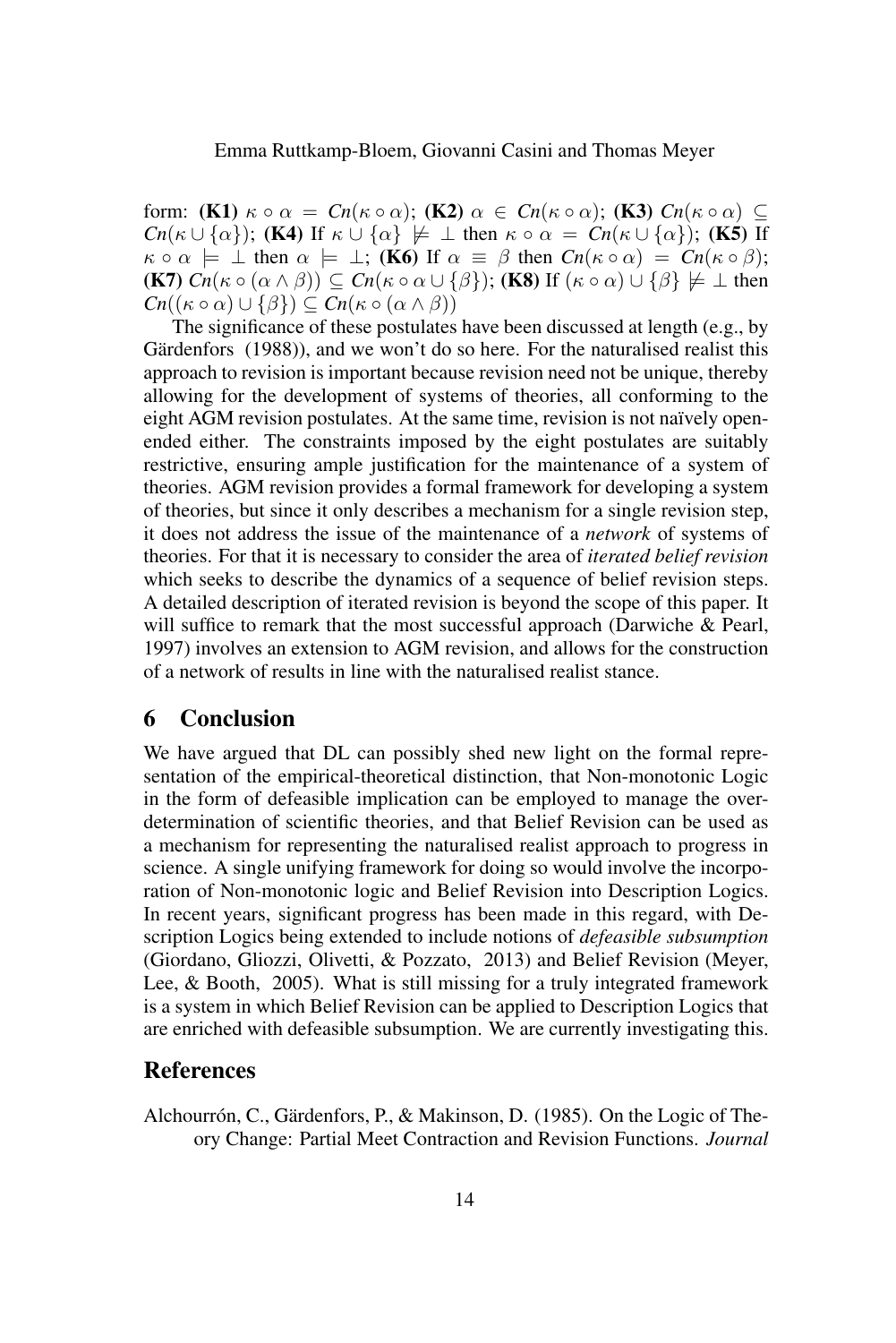form: **(K1)** $\kappa \circ \alpha = Cn(\kappa \circ \alpha)$; **(K2)** $\alpha \in Cn(\kappa \circ \alpha)$; **(K3)** $Cn(\kappa \circ \alpha) \subseteq Cn(\kappa \cup \{\alpha\})$; **(K4)** If $\kappa \cup \{\alpha\} \not\models \bot$ then $\kappa \circ \alpha = Cn(\kappa \cup \{\alpha\})$; **(K5)** If $\kappa \circ \alpha \models \bot$ then $\alpha \models \bot$; **(K6)** If $\alpha \equiv \beta$ then $Cn(\kappa \circ \alpha) = Cn(\kappa \circ \beta)$; **(K7)** $Cn(\kappa \circ (\alpha \wedge \beta)) \subseteq Cn(\kappa \circ \alpha \cup \{\beta\})$; **(K8)** If $(\kappa \circ \alpha) \cup \{\beta\} \not\models \bot$ then $Cn((\kappa \circ \alpha) \cup \{\beta\}) \subseteq Cn(\kappa \circ (\alpha \wedge \beta))$

The significance of these postulates have been discussed at length (e.g., by Gärdenfors (1988)), and we won't do so here. For the naturalised realist this approach to revision is important because revision need not be unique, thereby allowing for the development of systems of theories, all conforming to the eight AGM revision postulates. At the same time, revision is not naïvely open-ended either. The constraints imposed by the eight postulates are suitably restrictive, ensuring ample justification for the maintenance of a system of theories. AGM revision provides a formal framework for developing a system of theories, but since it only describes a mechanism for a single revision step, it does not address the issue of the maintenance of a *network* of systems of theories. For that it is necessary to consider the area of *iterated belief revision* which seeks to describe the dynamics of a sequence of belief revision steps. A detailed description of iterated revision is beyond the scope of this paper. It will suffice to remark that the most successful approach (Darwiche & Pearl, 1997) involves an extension to AGM revision, and allows for the construction of a network of results in line with the naturalised realist stance.

## 6 Conclusion

We have argued that DL can possibly shed new light on the formal representation of the empirical-theoretical distinction, that Non-monotonic Logic in the form of defeasible implication can be employed to manage the over-determination of scientific theories, and that Belief Revision can be used as a mechanism for representing the naturalised realist approach to progress in science. A single unifying framework for doing so would involve the incorporation of Non-monotonic logic and Belief Revision into Description Logics. In recent years, significant progress has been made in this regard, with Description Logics being extended to include notions of *defeasible subsumption* (Giordano, Gliozzi, Olivetti, & Pozzato, 2013) and Belief Revision (Meyer, Lee, & Booth, 2005). What is still missing for a truly integrated framework is a system in which Belief Revision can be applied to Description Logics that are enriched with defeasible subsumption. We are currently investigating this.

## References

Alchourrón, C., Gärdenfors, P., & Makinson, D. (1985). On the Logic of Theory Change: Partial Meet Contraction and Revision Functions. *Journal*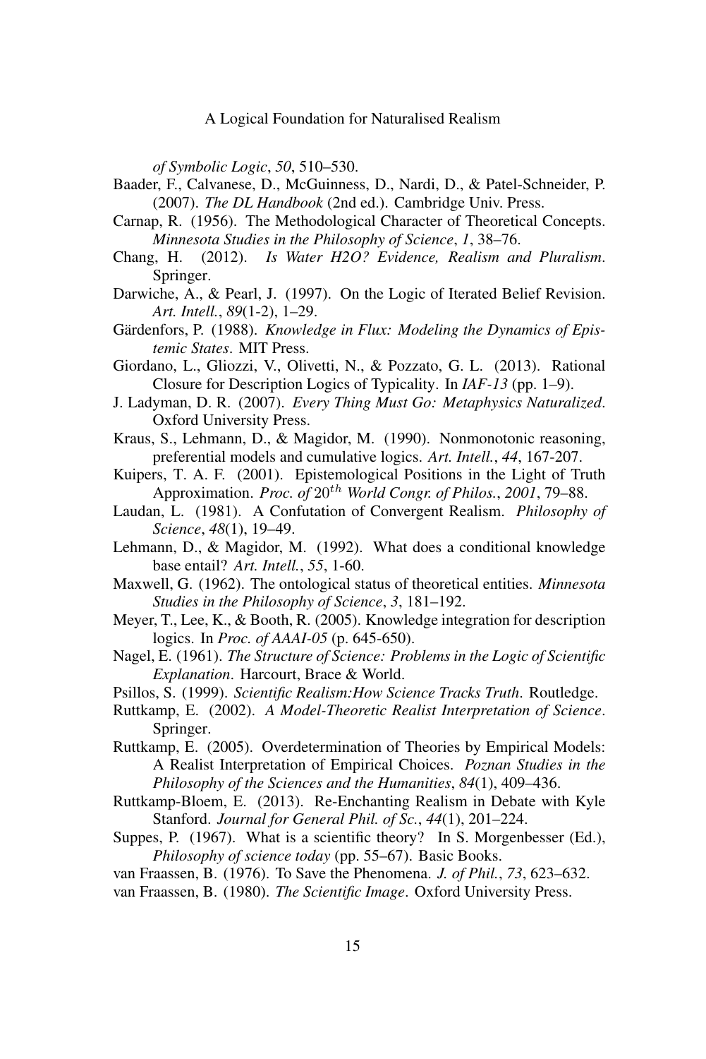*of Symbolic Logic*, *50*, 510–530.

Baader, F., Calvanese, D., McGuinness, D., Nardi, D., & Patel-Schneider, P. (2007). *The DL Handbook* (2nd ed.). Cambridge Univ. Press.

Carnap, R. (1956). The Methodological Character of Theoretical Concepts. *Minnesota Studies in the Philosophy of Science*, *1*, 38–76.

Chang, H. (2012). *Is Water H2O? Evidence, Realism and Pluralism*. Springer.

Darwiche, A., & Pearl, J. (1997). On the Logic of Iterated Belief Revision. *Art. Intell.*, *89*(1-2), 1–29.

Gärdenfors, P. (1988). *Knowledge in Flux: Modeling the Dynamics of Epistemic States*. MIT Press.

Giordano, L., Gliozzi, V., Olivetti, N., & Pozzato, G. L. (2013). Rational Closure for Description Logics of Typicality. In *IAF-13* (pp. 1–9).

J. Ladyman, D. R. (2007). *Every Thing Must Go: Metaphysics Naturalized*. Oxford University Press.

Kraus, S., Lehmann, D., & Magidor, M. (1990). Nonmonotonic reasoning, preferential models and cumulative logics. *Art. Intell.*, *44*, 167-207.

Kuipers, T. A. F. (2001). Epistemological Positions in the Light of Truth Approximation. *Proc. of* $20^{th}$ *World Congr. of Philos.*, *2001*, 79–88.

Laudan, L. (1981). A Confutation of Convergent Realism. *Philosophy of Science*, *48*(1), 19–49.

Lehmann, D., & Magidor, M. (1992). What does a conditional knowledge base entail? *Art. Intell.*, *55*, 1-60.

Maxwell, G. (1962). The ontological status of theoretical entities. *Minnesota Studies in the Philosophy of Science*, *3*, 181–192.

Meyer, T., Lee, K., & Booth, R. (2005). Knowledge integration for description logics. In *Proc. of AAAI-05* (p. 645-650).

Nagel, E. (1961). *The Structure of Science: Problems in the Logic of Scientific Explanation*. Harcourt, Brace & World.

Psillos, S. (1999). *Scientific Realism:How Science Tracks Truth*. Routledge.

Ruttkamp, E. (2002). *A Model-Theoretic Realist Interpretation of Science*. Springer.

Ruttkamp, E. (2005). Overdetermination of Theories by Empirical Models: A Realist Interpretation of Empirical Choices. *Poznan Studies in the Philosophy of the Sciences and the Humanities*, *84*(1), 409–436.

Ruttkamp-Bloem, E. (2013). Re-Enchanting Realism in Debate with Kyle Stanford. *Journal for General Phil. of Sc.*, *44*(1), 201–224.

Suppes, P. (1967). What is a scientific theory? In S. Morgenbesser (Ed.), *Philosophy of science today* (pp. 55–67). Basic Books.

van Fraassen, B. (1976). To Save the Phenomena. *J. of Phil.*, *73*, 623–632.

van Fraassen, B. (1980). *The Scientific Image*. Oxford University Press.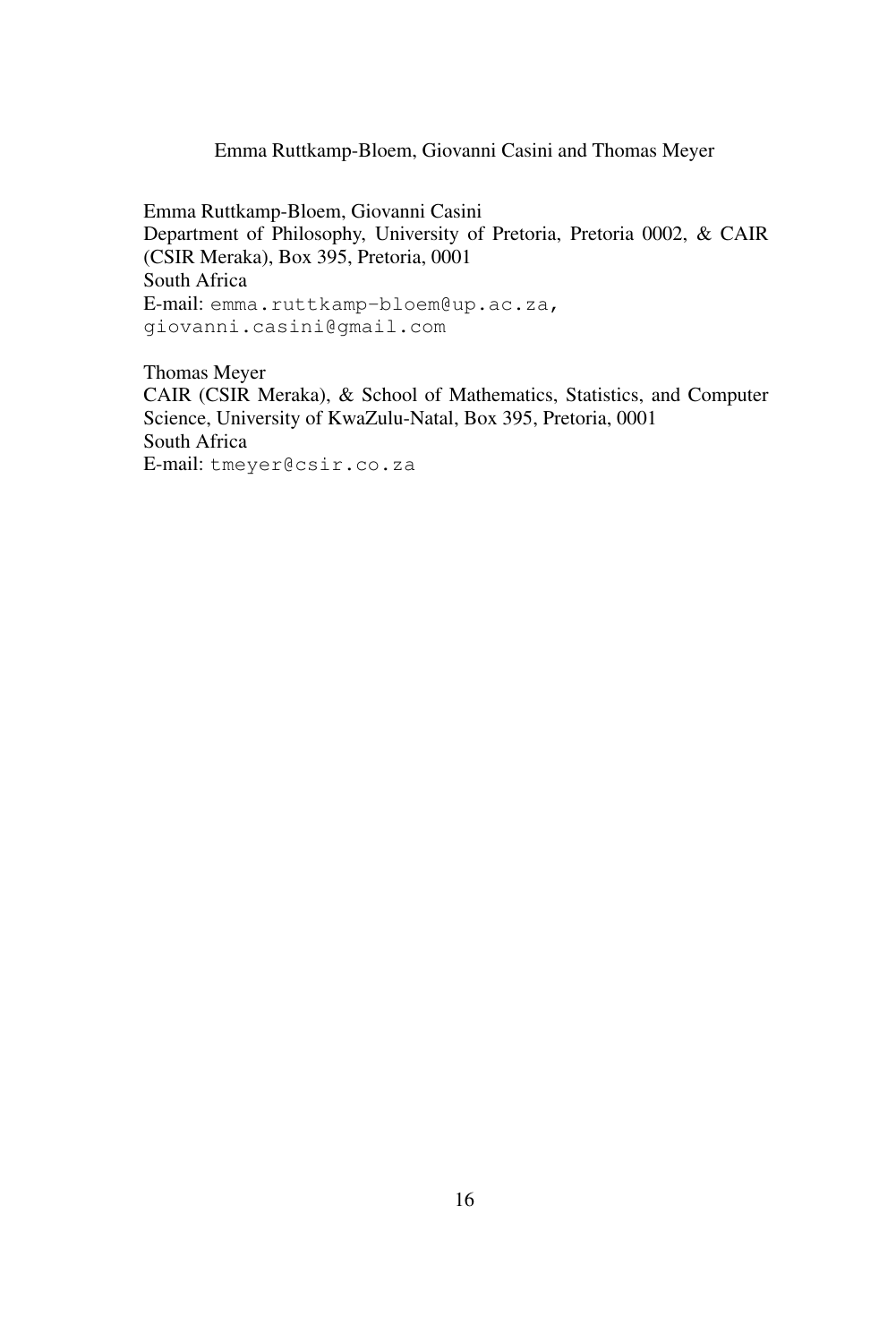Emma Ruttkamp-Bloem, Giovanni Casini
Department of Philosophy, University of Pretoria, Pretoria 0002, & CAIR (CSIR Meraka), Box 395, Pretoria, 0001
South Africa
E-mail: `emma.ruttkamp-bloem@up.ac.za`, `giovanni.casini@gmail.com`

Thomas Meyer
CAIR (CSIR Meraka), & School of Mathematics, Statistics, and Computer Science, University of KwaZulu-Natal, Box 395, Pretoria, 0001
South Africa
E-mail: `tmeyer@csir.co.za`